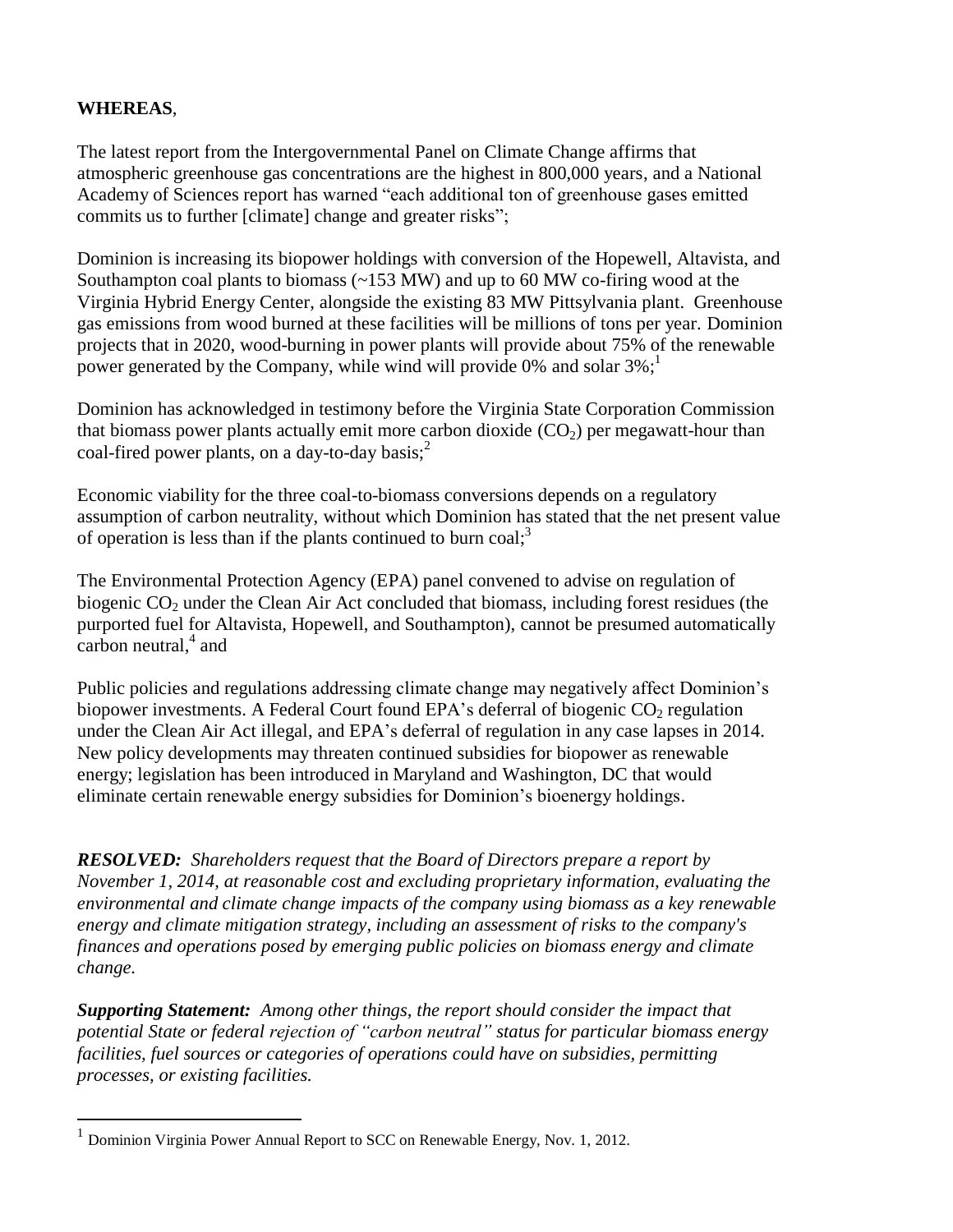**WHEREAS**,

The latest report from the Intergovernmental Panel on Climate Change affirms that atmospheric greenhouse gas concentrations are the highest in 800,000 years, and a National Academy of Sciences report has warned "each additional ton of greenhouse gases emitted commits us to further [climate] change and greater risks";

Dominion is increasing its biopower holdings with conversion of the Hopewell, Altavista, and Southampton coal plants to biomass (~153 MW) and up to 60 MW co-firing wood at the Virginia Hybrid Energy Center, alongside the existing 83 MW Pittsylvania plant. Greenhouse gas emissions from wood burned at these facilities will be millions of tons per year. Dominion projects that in 2020, wood-burning in power plants will provide about 75% of the renewable power generated by the Company, while wind will provide 0% and solar 3%;[1]

Dominion has acknowledged in testimony before the Virginia State Corporation Commission that biomass power plants actually emit more carbon dioxide ($CO_2$) per megawatt-hour than coal-fired power plants, on a day-to-day basis;[2]

Economic viability for the three coal-to-biomass conversions depends on a regulatory assumption of carbon neutrality, without which Dominion has stated that the net present value of operation is less than if the plants continued to burn coal;[3]

The Environmental Protection Agency (EPA) panel convened to advise on regulation of biogenic $CO_2$ under the Clean Air Act concluded that biomass, including forest residues (the purported fuel for Altavista, Hopewell, and Southampton), cannot be presumed automatically carbon neutral,[4] and

Public policies and regulations addressing climate change may negatively affect Dominion's biopower investments. A Federal Court found EPA's deferral of biogenic $CO_2$ regulation under the Clean Air Act illegal, and EPA's deferral of regulation in any case lapses in 2014. New policy developments may threaten continued subsidies for biopower as renewable energy; legislation has been introduced in Maryland and Washington, DC that would eliminate certain renewable energy subsidies for Dominion's bioenergy holdings.

***RESOLVED:*** *Shareholders request that the Board of Directors prepare a report by November 1, 2014, at reasonable cost and excluding proprietary information, evaluating the environmental and climate change impacts of the company using biomass as a key renewable energy and climate mitigation strategy, including an assessment of risks to the company's finances and operations posed by emerging public policies on biomass energy and climate change.*

***Supporting Statement:*** *Among other things, the report should consider the impact that potential State or federal rejection of "carbon neutral" status for particular biomass energy facilities, fuel sources or categories of operations could have on subsidies, permitting processes, or existing facilities.*

---

[1] Dominion Virginia Power Annual Report to SCC on Renewable Energy, Nov. 1, 2012.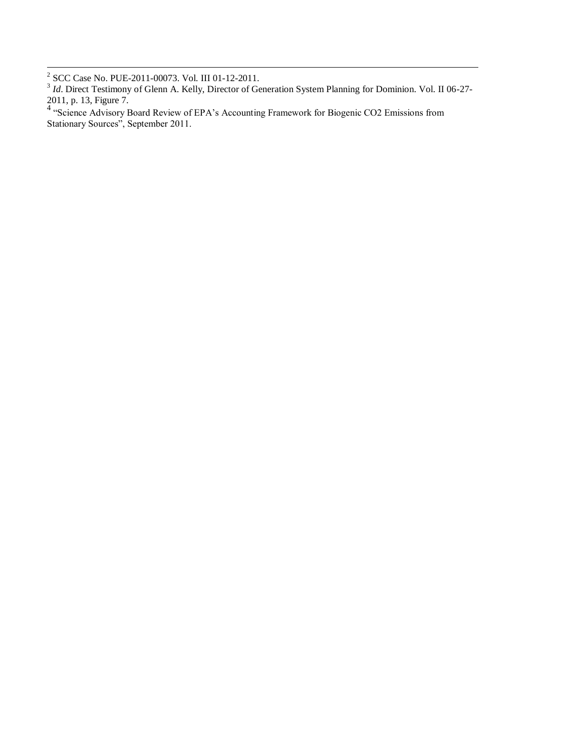[2] SCC Case No. PUE-2011-00073. Vol. III 01-12-2011.

[3] *Id*. Direct Testimony of Glenn A. Kelly, Director of Generation System Planning for Dominion. Vol. II 06-27-2011, p. 13, Figure 7.

[4] "Science Advisory Board Review of EPA's Accounting Framework for Biogenic CO2 Emissions from Stationary Sources", September 2011.